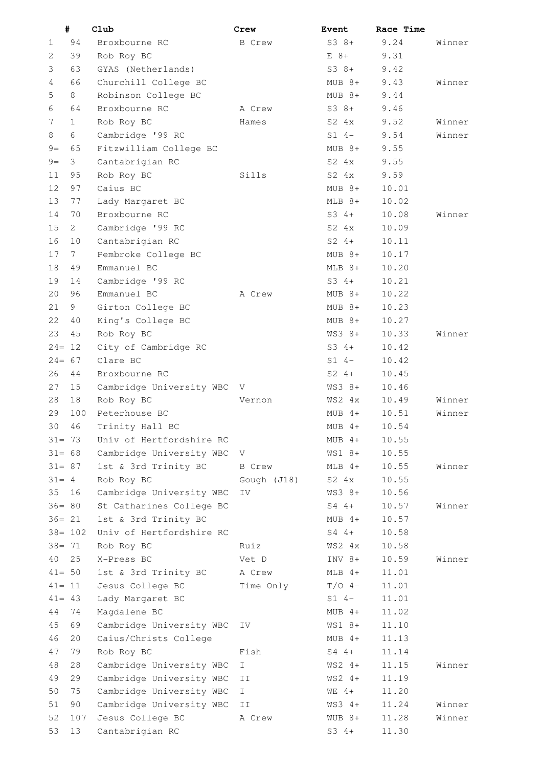|  | # | Club | Crew | Event | Race Time |  |
|---|---|---|---|---|---|---|
| 1 | 94 | Broxbourne RC | B Crew | S3 8+ | 9.24 | Winner |
| 2 | 39 | Rob Roy BC |  | E 8+ | 9.31 |  |
| 3 | 63 | GYAS (Netherlands) |  | S3 8+ | 9.42 |  |
| 4 | 66 | Churchill College BC |  | MUB 8+ | 9.43 | Winner |
| 5 | 8 | Robinson College BC |  | MUB 8+ | 9.44 |  |
| 6 | 64 | Broxbourne RC | A Crew | S3 8+ | 9.46 |  |
| 7 | 1 | Rob Roy BC | Hames | S2 4x | 9.52 | Winner |
| 8 | 6 | Cambridge '99 RC |  | S1 4- | 9.54 | Winner |
| 9= | 65 | Fitzwilliam College BC |  | MUB 8+ | 9.55 |  |
| 9= | 3 | Cantabrigian RC |  | S2 4x | 9.55 |  |
| 11 | 95 | Rob Roy BC | Sills | S2 4x | 9.59 |  |
| 12 | 97 | Caius BC |  | MUB 8+ | 10.01 |  |
| 13 | 77 | Lady Margaret BC |  | MLB 8+ | 10.02 |  |
| 14 | 70 | Broxbourne RC |  | S3 4+ | 10.08 | Winner |
| 15 | 2 | Cambridge '99 RC |  | S2 4x | 10.09 |  |
| 16 | 10 | Cantabrigian RC |  | S2 4+ | 10.11 |  |
| 17 | 7 | Pembroke College BC |  | MUB 8+ | 10.17 |  |
| 18 | 49 | Emmanuel BC |  | MLB 8+ | 10.20 |  |
| 19 | 14 | Cambridge '99 RC |  | S3 4+ | 10.21 |  |
| 20 | 96 | Emmanuel BC | A Crew | MUB 8+ | 10.22 |  |
| 21 | 9 | Girton College BC |  | MUB 8+ | 10.23 |  |
| 22 | 40 | King's College BC |  | MUB 8+ | 10.27 |  |
| 23 | 45 | Rob Roy BC |  | WS3 8+ | 10.33 | Winner |
| 24= | 12 | City of Cambridge RC |  | S3 4+ | 10.42 |  |
| 24= | 67 | Clare BC |  | S1 4- | 10.42 |  |
| 26 | 44 | Broxbourne RC |  | S2 4+ | 10.45 |  |
| 27 | 15 | Cambridge University WBC | V | WS3 8+ | 10.46 |  |
| 28 | 18 | Rob Roy BC | Vernon | WS2 4x | 10.49 | Winner |
| 29 | 100 | Peterhouse BC |  | MUB 4+ | 10.51 | Winner |
| 30 | 46 | Trinity Hall BC |  | MUB 4+ | 10.54 |  |
| 31= | 73 | Univ of Hertfordshire RC |  | MUB 4+ | 10.55 |  |
| 31= | 68 | Cambridge University WBC | V | WS1 8+ | 10.55 |  |
| 31= | 87 | 1st & 3rd Trinity BC | B Crew | MLB 4+ | 10.55 | Winner |
| 31= | 4 | Rob Roy BC | Gough (J18) | S2 4x | 10.55 |  |
| 35 | 16 | Cambridge University WBC | IV | WS3 8+ | 10.56 |  |
| 36= | 80 | St Catharines College BC |  | S4 4+ | 10.57 | Winner |
| 36= | 21 | 1st & 3rd Trinity BC |  | MUB 4+ | 10.57 |  |
| 38= | 102 | Univ of Hertfordshire RC |  | S4 4+ | 10.58 |  |
| 38= | 71 | Rob Roy BC | Ruiz | WS2 4x | 10.58 |  |
| 40 | 25 | X-Press BC | Vet D | INV 8+ | 10.59 | Winner |
| 41= | 50 | 1st & 3rd Trinity BC | A Crew | MLB 4+ | 11.01 |  |
| 41= | 11 | Jesus College BC | Time Only | T/O 4- | 11.01 |  |
| 41= | 43 | Lady Margaret BC |  | S1 4- | 11.01 |  |
| 44 | 74 | Magdalene BC |  | MUB 4+ | 11.02 |  |
| 45 | 69 | Cambridge University WBC | IV | WS1 8+ | 11.10 |  |
| 46 | 20 | Caius/Christs College |  | MUB 4+ | 11.13 |  |
| 47 | 79 | Rob Roy BC | Fish | S4 4+ | 11.14 |  |
| 48 | 28 | Cambridge University WBC | I | WS2 4+ | 11.15 | Winner |
| 49 | 29 | Cambridge University WBC | II | WS2 4+ | 11.19 |  |
| 50 | 75 | Cambridge University WBC | I | WE 4+ | 11.20 |  |
| 51 | 90 | Cambridge University WBC | II | WS3 4+ | 11.24 | Winner |
| 52 | 107 | Jesus College BC | A Crew | WUB 8+ | 11.28 | Winner |
| 53 | 13 | Cantabrigian RC |  | S3 4+ | 11.30 |  |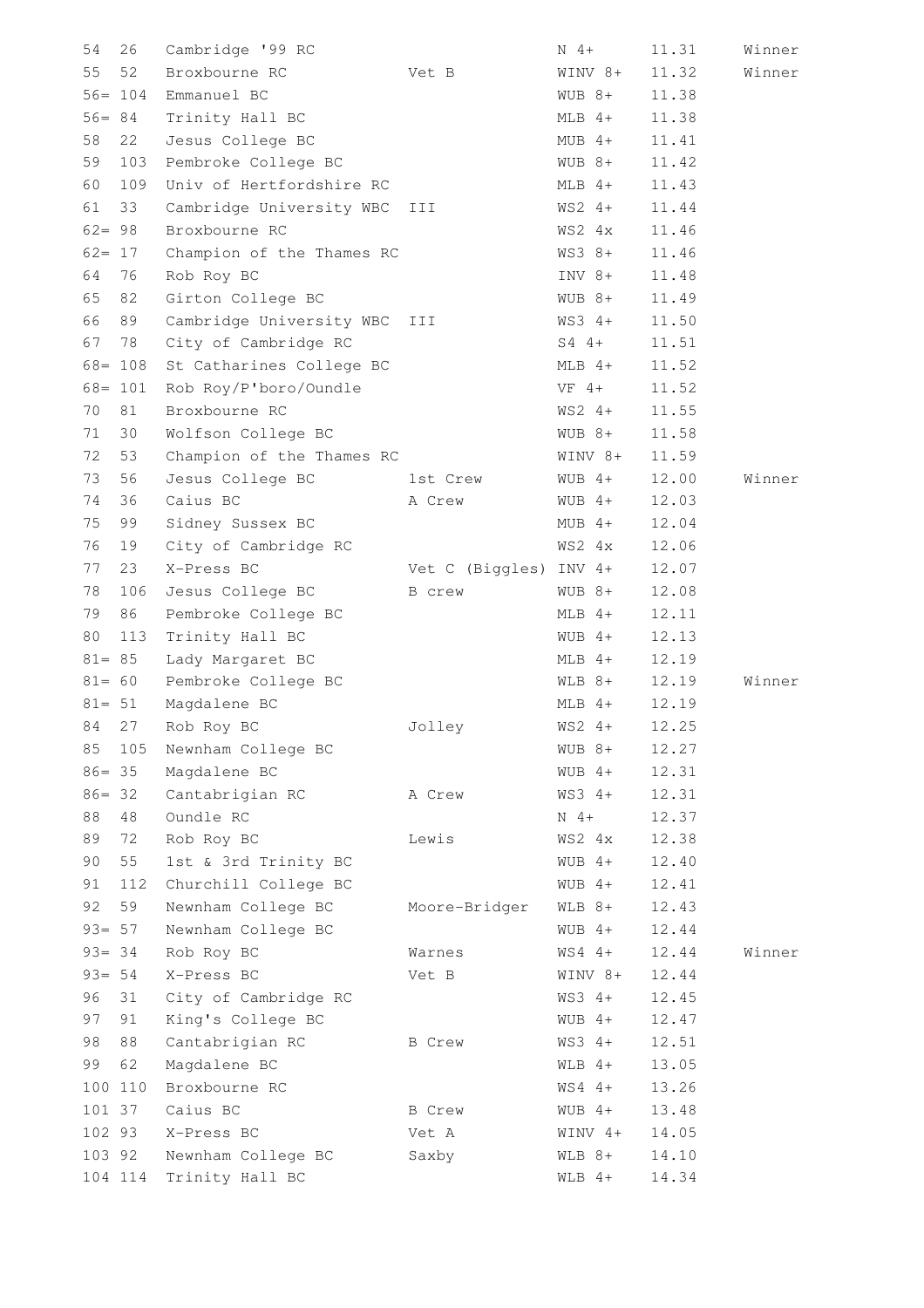| | | | | | | |
|---|---|---|---|---|---|---|
| 54 | 26 | Cambridge '99 RC | | N 4+ | 11.31 | Winner |
| 55 | 52 | Broxbourne RC | Vet B | WINV 8+ | 11.32 | Winner |
| 56= | 104 | Emmanuel BC | | WUB 8+ | 11.38 | |
| 56= | 84 | Trinity Hall BC | | MLB 4+ | 11.38 | |
| 58 | 22 | Jesus College BC | | MUB 4+ | 11.41 | |
| 59 | 103 | Pembroke College BC | | WUB 8+ | 11.42 | |
| 60 | 109 | Univ of Hertfordshire RC | | MLB 4+ | 11.43 | |
| 61 | 33 | Cambridge University WBC | III | WS2 4+ | 11.44 | |
| 62= | 98 | Broxbourne RC | | WS2 4x | 11.46 | |
| 62= | 17 | Champion of the Thames RC | | WS3 8+ | 11.46 | |
| 64 | 76 | Rob Roy BC | | INV 8+ | 11.48 | |
| 65 | 82 | Girton College BC | | WUB 8+ | 11.49 | |
| 66 | 89 | Cambridge University WBC | III | WS3 4+ | 11.50 | |
| 67 | 78 | City of Cambridge RC | | S4 4+ | 11.51 | |
| 68= | 108 | St Catharines College BC | | MLB 4+ | 11.52 | |
| 68= | 101 | Rob Roy/P'boro/Oundle | | VF 4+ | 11.52 | |
| 70 | 81 | Broxbourne RC | | WS2 4+ | 11.55 | |
| 71 | 30 | Wolfson College BC | | WUB 8+ | 11.58 | |
| 72 | 53 | Champion of the Thames RC | | WINV 8+ | 11.59 | |
| 73 | 56 | Jesus College BC | 1st Crew | WUB 4+ | 12.00 | Winner |
| 74 | 36 | Caius BC | A Crew | WUB 4+ | 12.03 | |
| 75 | 99 | Sidney Sussex BC | | MUB 4+ | 12.04 | |
| 76 | 19 | City of Cambridge RC | | WS2 4x | 12.06 | |
| 77 | 23 | X-Press BC | Vet C (Biggles) | INV 4+ | 12.07 | |
| 78 | 106 | Jesus College BC | B crew | WUB 8+ | 12.08 | |
| 79 | 86 | Pembroke College BC | | MLB 4+ | 12.11 | |
| 80 | 113 | Trinity Hall BC | | WUB 4+ | 12.13 | |
| 81= | 85 | Lady Margaret BC | | MLB 4+ | 12.19 | |
| 81= | 60 | Pembroke College BC | | WLB 8+ | 12.19 | Winner |
| 81= | 51 | Magdalene BC | | MLB 4+ | 12.19 | |
| 84 | 27 | Rob Roy BC | Jolley | WS2 4+ | 12.25 | |
| 85 | 105 | Newnham College BC | | WUB 8+ | 12.27 | |
| 86= | 35 | Magdalene BC | | WUB 4+ | 12.31 | |
| 86= | 32 | Cantabrigian RC | A Crew | WS3 4+ | 12.31 | |
| 88 | 48 | Oundle RC | | N 4+ | 12.37 | |
| 89 | 72 | Rob Roy BC | Lewis | WS2 4x | 12.38 | |
| 90 | 55 | 1st & 3rd Trinity BC | | WUB 4+ | 12.40 | |
| 91 | 112 | Churchill College BC | | WUB 4+ | 12.41 | |
| 92 | 59 | Newnham College BC | Moore-Bridger | WLB 8+ | 12.43 | |
| 93= | 57 | Newnham College BC | | WUB 4+ | 12.44 | |
| 93= | 34 | Rob Roy BC | Warnes | WS4 4+ | 12.44 | Winner |
| 93= | 54 | X-Press BC | Vet B | WINV 8+ | 12.44 | |
| 96 | 31 | City of Cambridge RC | | WS3 4+ | 12.45 | |
| 97 | 91 | King's College BC | | WUB 4+ | 12.47 | |
| 98 | 88 | Cantabrigian RC | B Crew | WS3 4+ | 12.51 | |
| 99 | 62 | Magdalene BC | | WLB 4+ | 13.05 | |
| 100 | 110 | Broxbourne RC | | WS4 4+ | 13.26 | |
| 101 | 37 | Caius BC | B Crew | WUB 4+ | 13.48 | |
| 102 | 93 | X-Press BC | Vet A | WINV 4+ | 14.05 | |
| 103 | 92 | Newnham College BC | Saxby | WLB 8+ | 14.10 | |
| 104 | 114 | Trinity Hall BC | | WLB 4+ | 14.34 | |